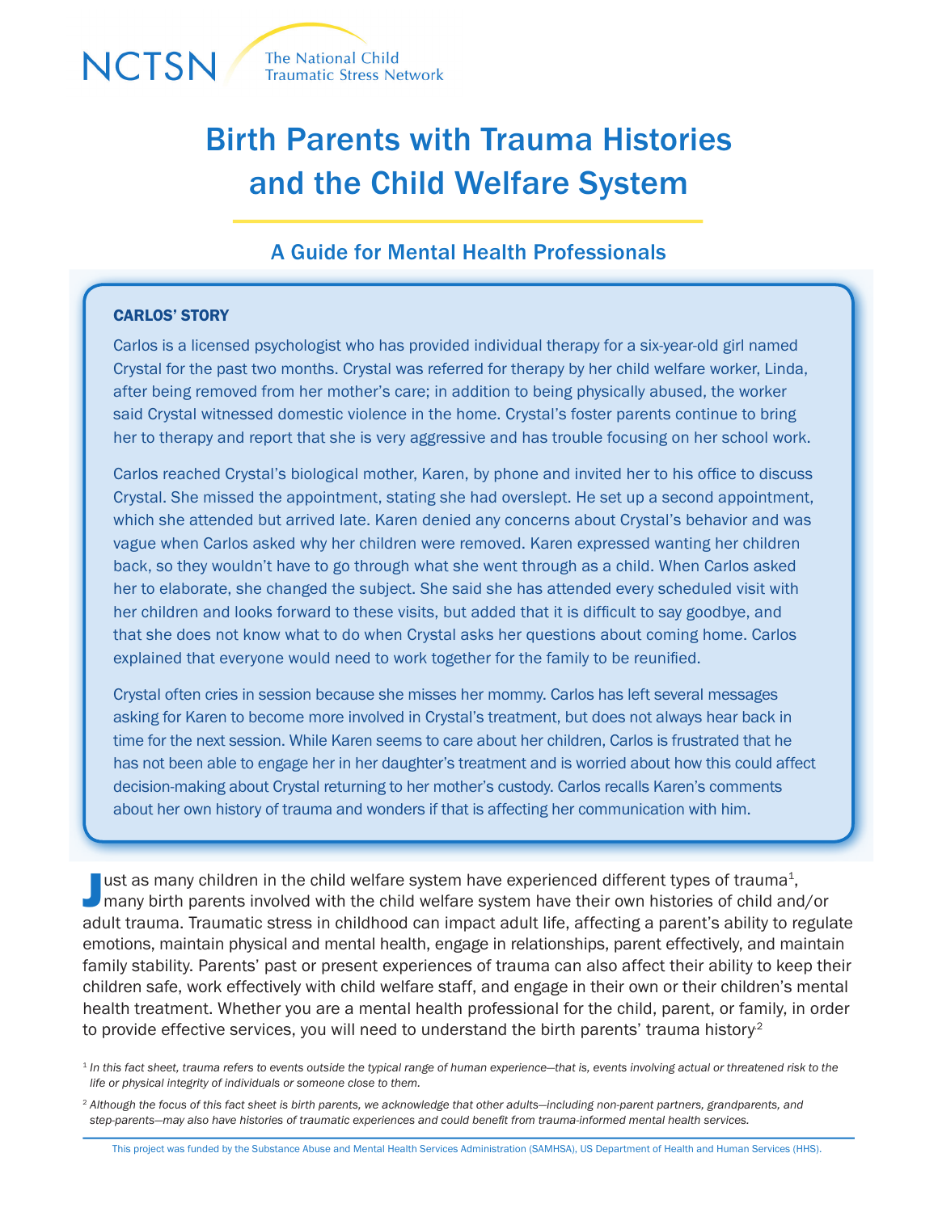NCTSN The National Child Traumatic Stress Network

# Birth Parents with Trauma Histories and the Child Welfare System

## A Guide for Mental Health Professionals

### CARLOS' STORY

Carlos is a licensed psychologist who has provided individual therapy for a six-year-old girl named Crystal for the past two months. Crystal was referred for therapy by her child welfare worker, Linda, after being removed from her mother's care; in addition to being physically abused, the worker said Crystal witnessed domestic violence in the home. Crystal's foster parents continue to bring her to therapy and report that she is very aggressive and has trouble focusing on her school work.

Carlos reached Crystal's biological mother, Karen, by phone and invited her to his office to discuss Crystal. She missed the appointment, stating she had overslept. He set up a second appointment, which she attended but arrived late. Karen denied any concerns about Crystal's behavior and was vague when Carlos asked why her children were removed. Karen expressed wanting her children back, so they wouldn't have to go through what she went through as a child. When Carlos asked her to elaborate, she changed the subject. She said she has attended every scheduled visit with her children and looks forward to these visits, but added that it is difficult to say goodbye, and that she does not know what to do when Crystal asks her questions about coming home. Carlos explained that everyone would need to work together for the family to be reunified.

Crystal often cries in session because she misses her mommy. Carlos has left several messages asking for Karen to become more involved in Crystal's treatment, but does not always hear back in time for the next session. While Karen seems to care about her children, Carlos is frustrated that he has not been able to engage her in her daughter's treatment and is worried about how this could affect decision-making about Crystal returning to her mother's custody. Carlos recalls Karen's comments about her own history of trauma and wonders if that is affecting her communication with him.

Just as many children in the child welfare system have experienced different types of trauma[1], many birth parents involved with the child welfare system have their own histories of child and/or adult trauma. Traumatic stress in childhood can impact adult life, affecting a parent's ability to regulate emotions, maintain physical and mental health, engage in relationships, parent effectively, and maintain family stability. Parents' past or present experiences of trauma can also affect their ability to keep their children safe, work effectively with child welfare staff, and engage in their own or their children's mental health treatment. Whether you are a mental health professional for the child, parent, or family, in order to provide effective services, you will need to understand the birth parents' trauma history[2]

[1] *In this fact sheet, trauma refers to events outside the typical range of human experience—that is, events involving actual or threatened risk to the life or physical integrity of individuals or someone close to them.*

[2] *Although the focus of this fact sheet is birth parents, we acknowledge that other adults—including non-parent partners, grandparents, and step-parents—may also have histories of traumatic experiences and could benefit from trauma-informed mental health services.*

This project was funded by the Substance Abuse and Mental Health Services Administration (SAMHSA), US Department of Health and Human Services (HHS).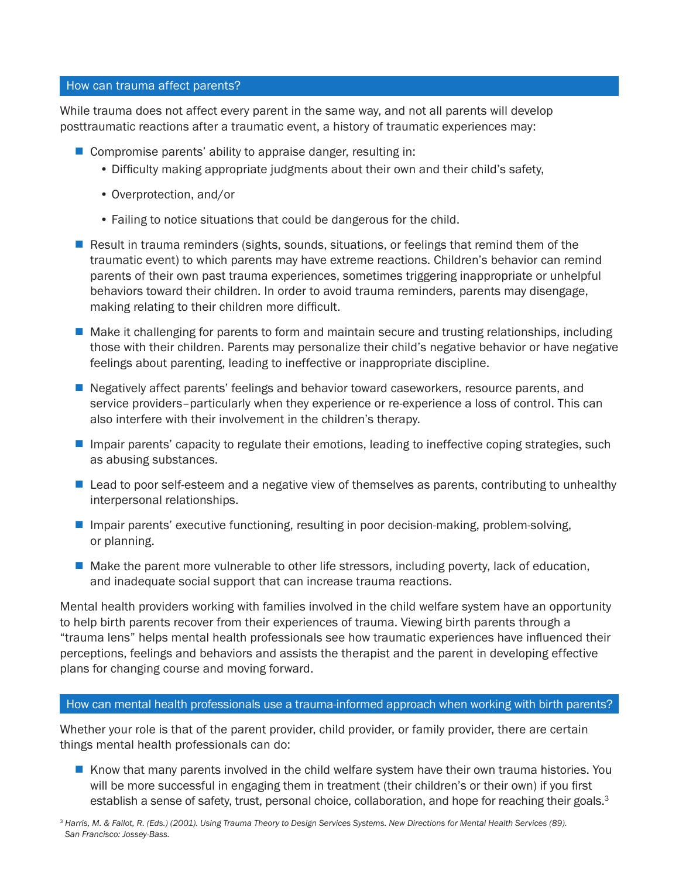## How can trauma affect parents?

While trauma does not affect every parent in the same way, and not all parents will develop posttraumatic reactions after a traumatic event, a history of traumatic experiences may:

- Compromise parents' ability to appraise danger, resulting in:
  - Difficulty making appropriate judgments about their own and their child's safety,
  - Overprotection, and/or
  - Failing to notice situations that could be dangerous for the child.
- Result in trauma reminders (sights, sounds, situations, or feelings that remind them of the traumatic event) to which parents may have extreme reactions. Children's behavior can remind parents of their own past trauma experiences, sometimes triggering inappropriate or unhelpful behaviors toward their children. In order to avoid trauma reminders, parents may disengage, making relating to their children more difficult.
- Make it challenging for parents to form and maintain secure and trusting relationships, including those with their children. Parents may personalize their child's negative behavior or have negative feelings about parenting, leading to ineffective or inappropriate discipline.
- Negatively affect parents' feelings and behavior toward caseworkers, resource parents, and service providers–particularly when they experience or re-experience a loss of control. This can also interfere with their involvement in the children's therapy.
- Impair parents' capacity to regulate their emotions, leading to ineffective coping strategies, such as abusing substances.
- Lead to poor self-esteem and a negative view of themselves as parents, contributing to unhealthy interpersonal relationships.
- Impair parents' executive functioning, resulting in poor decision-making, problem-solving, or planning.
- Make the parent more vulnerable to other life stressors, including poverty, lack of education, and inadequate social support that can increase trauma reactions.

Mental health providers working with families involved in the child welfare system have an opportunity to help birth parents recover from their experiences of trauma. Viewing birth parents through a "trauma lens" helps mental health professionals see how traumatic experiences have influenced their perceptions, feelings and behaviors and assists the therapist and the parent in developing effective plans for changing course and moving forward.

## How can mental health professionals use a trauma-informed approach when working with birth parents?

Whether your role is that of the parent provider, child provider, or family provider, there are certain things mental health professionals can do:

- Know that many parents involved in the child welfare system have their own trauma histories. You will be more successful in engaging them in treatment (their children's or their own) if you first establish a sense of safety, trust, personal choice, collaboration, and hope for reaching their goals.[3]

[3] *Harris, M. & Fallot, R. (Eds.) (2001). Using Trauma Theory to Design Services Systems. New Directions for Mental Health Services (89). San Francisco: Jossey-Bass.*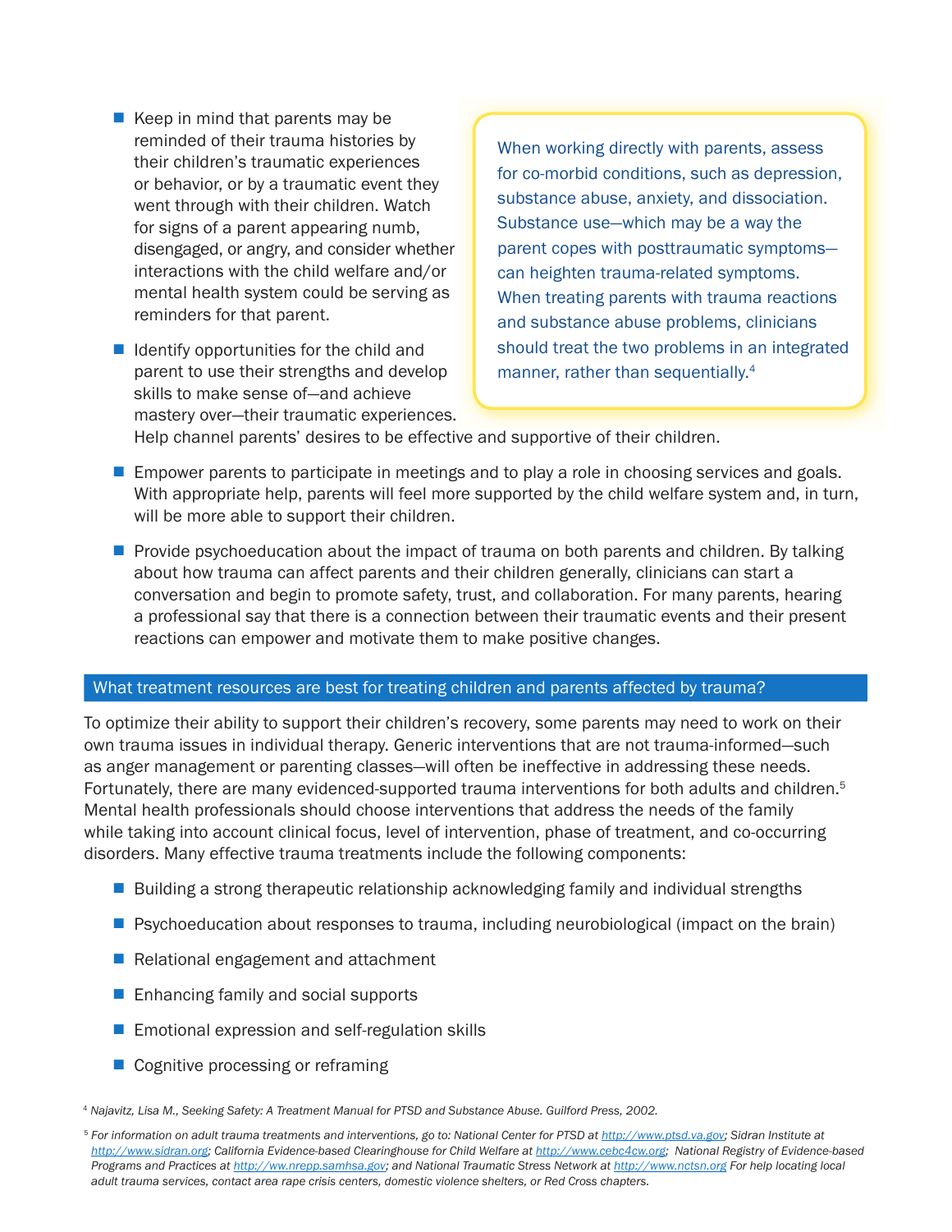- Keep in mind that parents may be reminded of their trauma histories by their children's traumatic experiences or behavior, or by a traumatic event they went through with their children. Watch for signs of a parent appearing numb, disengaged, or angry, and consider whether interactions with the child welfare and/or mental health system could be serving as reminders for that parent.
- Identify opportunities for the child and parent to use their strengths and develop skills to make sense of—and achieve mastery over—their traumatic experiences. Help channel parents' desires to be effective and supportive of their children.

> When working directly with parents, assess for co-morbid conditions, such as depression, substance abuse, anxiety, and dissociation. Substance use—which may be a way the parent copes with posttraumatic symptoms—can heighten trauma-related symptoms. When treating parents with trauma reactions and substance abuse problems, clinicians should treat the two problems in an integrated manner, rather than sequentially.[4]

- Empower parents to participate in meetings and to play a role in choosing services and goals. With appropriate help, parents will feel more supported by the child welfare system and, in turn, will be more able to support their children.
- Provide psychoeducation about the impact of trauma on both parents and children. By talking about how trauma can affect parents and their children generally, clinicians can start a conversation and begin to promote safety, trust, and collaboration. For many parents, hearing a professional say that there is a connection between their traumatic events and their present reactions can empower and motivate them to make positive changes.

## What treatment resources are best for treating children and parents affected by trauma?

To optimize their ability to support their children's recovery, some parents may need to work on their own trauma issues in individual therapy. Generic interventions that are not trauma-informed—such as anger management or parenting classes—will often be ineffective in addressing these needs. Fortunately, there are many evidenced-supported trauma interventions for both adults and children.[5] Mental health professionals should choose interventions that address the needs of the family while taking into account clinical focus, level of intervention, phase of treatment, and co-occurring disorders. Many effective trauma treatments include the following components:

- Building a strong therapeutic relationship acknowledging family and individual strengths
- Psychoeducation about responses to trauma, including neurobiological (impact on the brain)
- Relational engagement and attachment
- Enhancing family and social supports
- Emotional expression and self-regulation skills
- Cognitive processing or reframing

[4] *Najavitz, Lisa M., Seeking Safety: A Treatment Manual for PTSD and Substance Abuse. Guilford Press, 2002.*

[5] *For information on adult trauma treatments and interventions, go to: National Center for PTSD at http://www.ptsd.va.gov; Sidran Institute at http://www.sidran.org; California Evidence-based Clearinghouse for Child Welfare at http://www.cebc4cw.org; National Registry of Evidence-based Programs and Practices at http://ww.nrepp.samhsa.gov; and National Traumatic Stress Network at http://www.nctsn.org For help locating local adult trauma services, contact area rape crisis centers, domestic violence shelters, or Red Cross chapters.*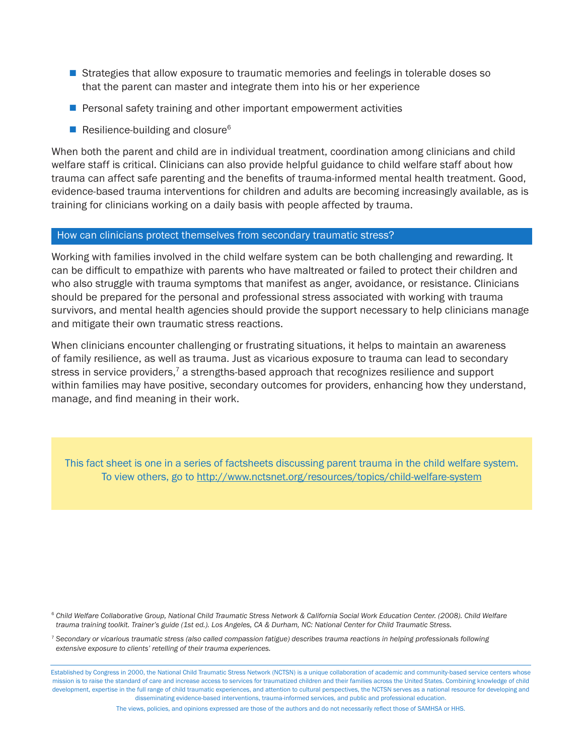- Strategies that allow exposure to traumatic memories and feelings in tolerable doses so that the parent can master and integrate them into his or her experience
- Personal safety training and other important empowerment activities
- Resilience-building and closure[6]

When both the parent and child are in individual treatment, coordination among clinicians and child welfare staff is critical. Clinicians can also provide helpful guidance to child welfare staff about how trauma can affect safe parenting and the benefits of trauma-informed mental health treatment. Good, evidence-based trauma interventions for children and adults are becoming increasingly available, as is training for clinicians working on a daily basis with people affected by trauma.

## How can clinicians protect themselves from secondary traumatic stress?

Working with families involved in the child welfare system can be both challenging and rewarding. It can be difficult to empathize with parents who have maltreated or failed to protect their children and who also struggle with trauma symptoms that manifest as anger, avoidance, or resistance. Clinicians should be prepared for the personal and professional stress associated with working with trauma survivors, and mental health agencies should provide the support necessary to help clinicians manage and mitigate their own traumatic stress reactions.

When clinicians encounter challenging or frustrating situations, it helps to maintain an awareness of family resilience, as well as trauma. Just as vicarious exposure to trauma can lead to secondary stress in service providers,[7] a strengths-based approach that recognizes resilience and support within families may have positive, secondary outcomes for providers, enhancing how they understand, manage, and find meaning in their work.

This fact sheet is one in a series of factsheets discussing parent trauma in the child welfare system. To view others, go to http://www.nctsnet.org/resources/topics/child-welfare-system

[6] *Child Welfare Collaborative Group, National Child Traumatic Stress Network & California Social Work Education Center. (2008). Child Welfare trauma training toolkit. Trainer's guide (1st ed.). Los Angeles, CA & Durham, NC: National Center for Child Traumatic Stress.*

[7] *Secondary or vicarious traumatic stress (also called compassion fatigue) describes trauma reactions in helping professionals following extensive exposure to clients' retelling of their trauma experiences.*

Established by Congress in 2000, the National Child Traumatic Stress Network (NCTSN) is a unique collaboration of academic and community-based service centers whose mission is to raise the standard of care and increase access to services for traumatized children and their families across the United States. Combining knowledge of child development, expertise in the full range of child traumatic experiences, and attention to cultural perspectives, the NCTSN serves as a national resource for developing and disseminating evidence-based interventions, trauma-informed services, and public and professional education.

The views, policies, and opinions expressed are those of the authors and do not necessarily reflect those of SAMHSA or HHS.